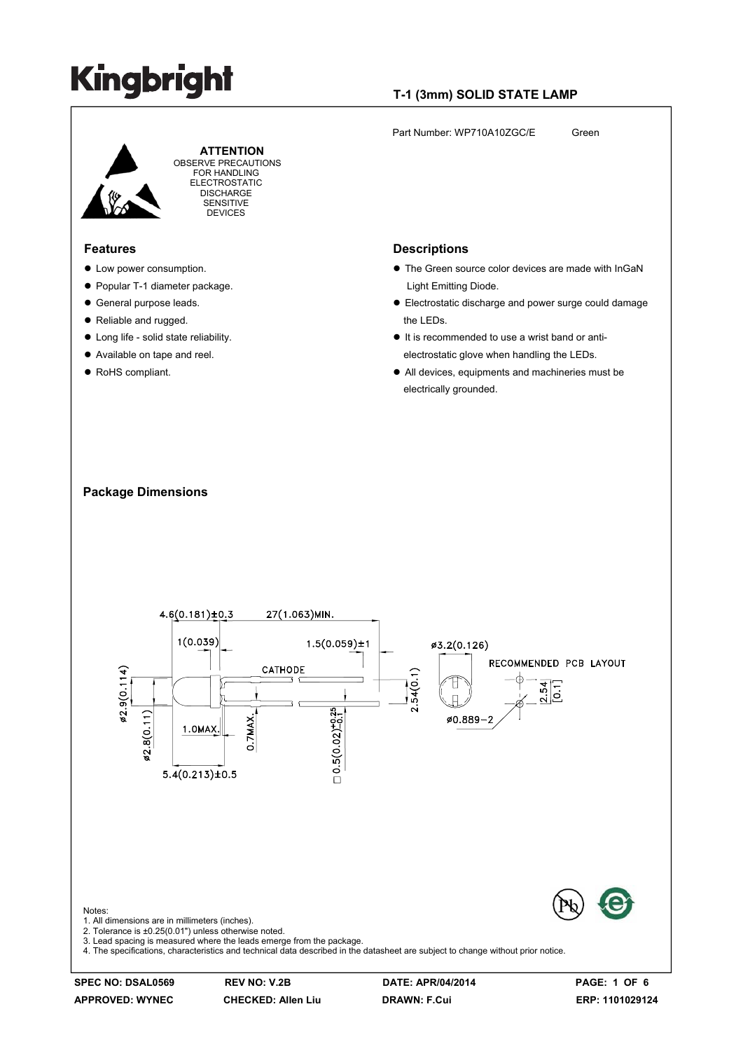# Kingbright

## T-1 (3mm) SOLID STATE LAMP

Part Number: WP710A10ZGC/E Green

**ATTENTION**
OBSERVE PRECAUTIONS FOR HANDLING ELECTROSTATIC DISCHARGE SENSITIVE DEVICES

### Features

- Low power consumption.
- Popular T-1 diameter package.
- General purpose leads.
- Reliable and rugged.
- Long life - solid state reliability.
- Available on tape and reel.
- RoHS compliant.

### Descriptions

- The Green source color devices are made with InGaN Light Emitting Diode.
- Electrostatic discharge and power surge could damage the LEDs.
- It is recommended to use a wrist band or anti-electrostatic glove when handling the LEDs.
- All devices, equipments and machineries must be electrically grounded.

### Package Dimensions

4.6(0.181)±0.3
27(1.063)MIN.
1(0.039)
1.5(0.059)±1
ø3.2(0.126)
RECOMMENDED PCB LAYOUT
CATHODE
ø2.9(0.114)
2.54(0.1)
2.54 [0.1]
ø2.8(0.11)
1.0MAX.
0.7MAX.
□ 0.5(0.02) +0.25 −0.1
ø0.889−2
5.4(0.213)±0.5

Notes:
1. All dimensions are in millimeters (inches).
2. Tolerance is ±0.25(0.01") unless otherwise noted.
3. Lead spacing is measured where the leads emerge from the package.
4. The specifications, characteristics and technical data described in the datasheet are subject to change without prior notice.

| SPEC NO: DSAL0569 | REV NO: V.2B | DATE: APR/04/2014 | PAGE: 1 OF 6 |
| --- | --- | --- | --- |
| APPROVED: WYNEC | CHECKED: Allen Liu | DRAWN: F.Cui | ERP: 1101029124 |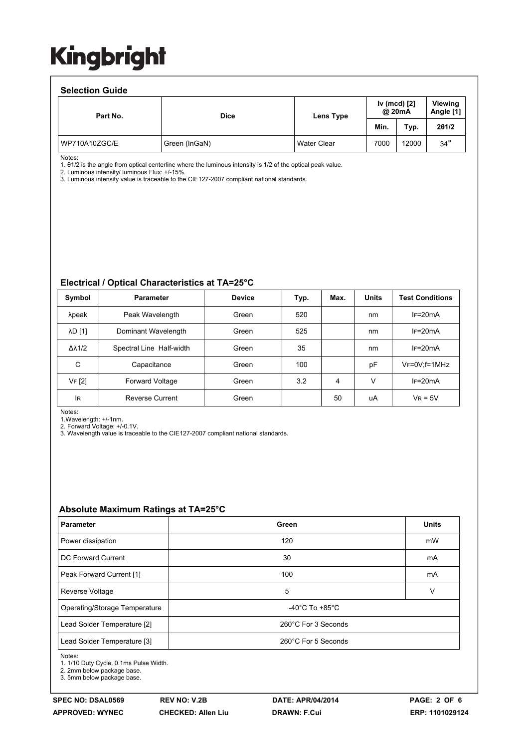## Selection Guide

| Part No. | Dice | Lens Type | Iv (mcd) [2] @ 20mA | | Viewing Angle [1] |
|---|---|---|---|---|---|
| | | | Min. | Typ. | 2θ1/2 |
| WP710A10ZGC/E | Green (InGaN) | Water Clear | 7000 | 12000 | 34° |

Notes:
1. θ1/2 is the angle from optical centerline where the luminous intensity is 1/2 of the optical peak value.
2. Luminous intensity/ luminous Flux: +/-15%.
3. Luminous intensity value is traceable to the CIE127-2007 compliant national standards.

## Electrical / Optical Characteristics at TA=25°C

| Symbol | Parameter | Device | Typ. | Max. | Units | Test Conditions |
|---|---|---|---|---|---|---|
| λpeak | Peak Wavelength | Green | 520 | | nm | IF=20mA |
| λD [1] | Dominant Wavelength | Green | 525 | | nm | IF=20mA |
| Δλ1/2 | Spectral Line Half-width | Green | 35 | | nm | IF=20mA |
| C | Capacitance | Green | 100 | | pF | VF=0V;f=1MHz |
| VF [2] | Forward Voltage | Green | 3.2 | 4 | V | IF=20mA |
| IR | Reverse Current | Green | | 50 | uA | VR = 5V |

Notes:
1.Wavelength: +/-1nm.
2. Forward Voltage: +/-0.1V.
3. Wavelength value is traceable to the CIE127-2007 compliant national standards.

## Absolute Maximum Ratings at TA=25°C

| Parameter | Green | Units |
|---|---|---|
| Power dissipation | 120 | mW |
| DC Forward Current | 30 | mA |
| Peak Forward Current [1] | 100 | mA |
| Reverse Voltage | 5 | V |
| Operating/Storage Temperature | -40°C To +85°C | |
| Lead Solder Temperature [2] | 260°C For 3 Seconds | |
| Lead Solder Temperature [3] | 260°C For 5 Seconds | |

Notes:
1. 1/10 Duty Cycle, 0.1ms Pulse Width.
2. 2mm below package base.
3. 5mm below package base.

SPEC NO: DSAL0569 REV NO: V.2B DATE: APR/04/2014
APPROVED: WYNEC CHECKED: Allen Liu DRAWN: F.Cui ERP: 1101029124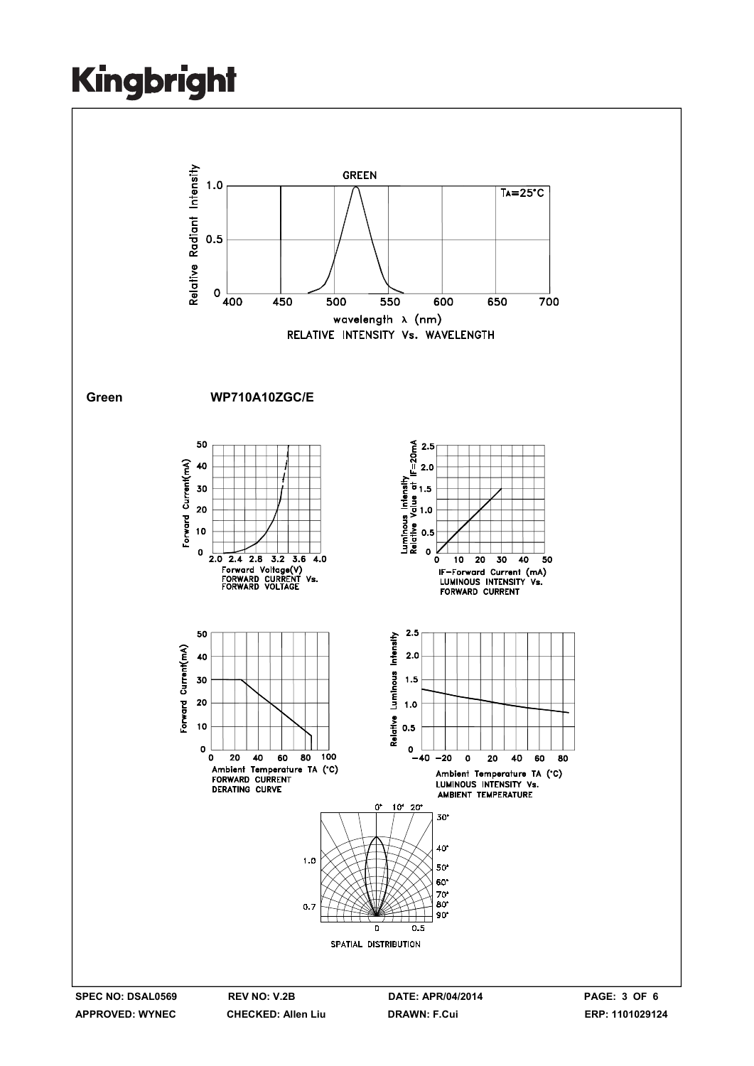GREEN

TA=25°C

Relative Radiant Intensity

wavelength λ (nm)

RELATIVE INTENSITY Vs. WAVELENGTH

**Green** **WP710A10ZGC/E**

FORWARD CURRENT Vs. FORWARD VOLTAGE

LUMINOUS INTENSITY Vs. FORWARD CURRENT

FORWARD CURRENT DERATING CURVE

LUMINOUS INTENSITY Vs. AMBIENT TEMPERATURE

SPATIAL DISTRIBUTION

**SPEC NO: DSAL0569** **REV NO: V.2B** **DATE: APR/04/2014**

**APPROVED: WYNEC** **CHECKED: Allen Liu** **DRAWN: F.Cui** **ERP: 1101029124**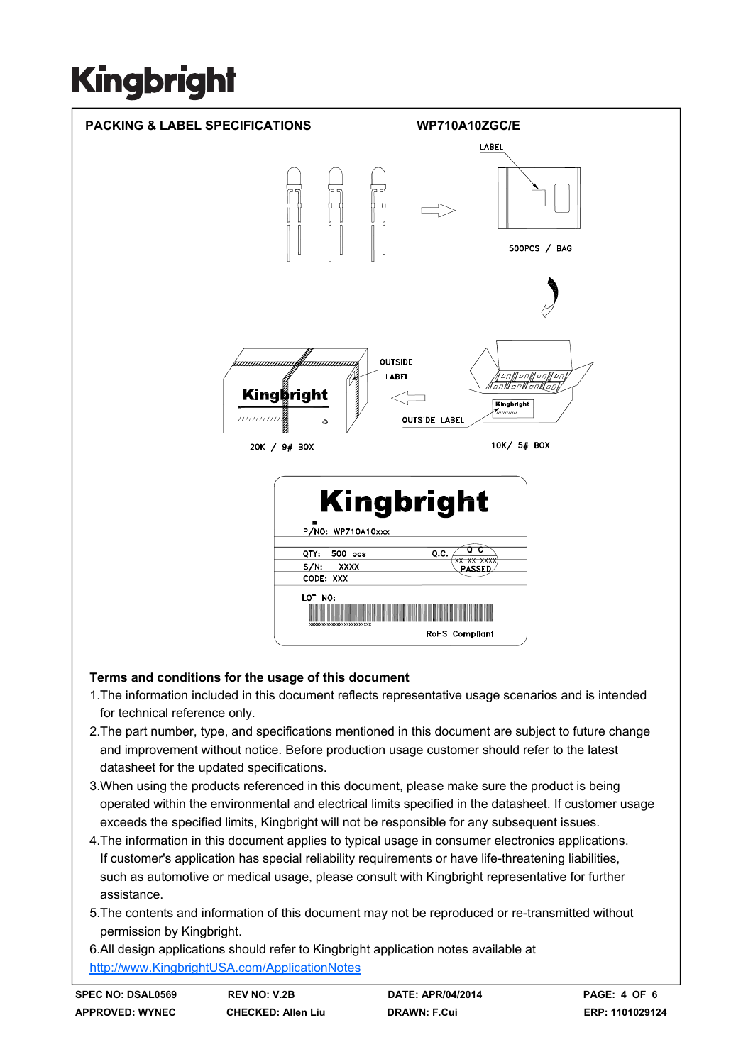**PACKING & LABEL SPECIFICATIONS** **WP710A10ZGC/E**

LABEL

500PCS / BAG

OUTSIDE LABEL

OUTSIDE LABEL

20K / 9# BOX

10K/ 5# BOX

Kingbright

P/NO: WP710A10xxx

QTY: 500 pcs

Q.C. Q C XX XX XXXX PASSED

S/N: XXXX

CODE: XXX

LOT NO:

RoHS Compliant

**Terms and conditions for the usage of this document**

1. The information included in this document reflects representative usage scenarios and is intended for technical reference only.
2. The part number, type, and specifications mentioned in this document are subject to future change and improvement without notice. Before production usage customer should refer to the latest datasheet for the updated specifications.
3. When using the products referenced in this document, please make sure the product is being operated within the environmental and electrical limits specified in the datasheet. If customer usage exceeds the specified limits, Kingbright will not be responsible for any subsequent issues.
4. The information in this document applies to typical usage in consumer electronics applications. If customer's application has special reliability requirements or have life-threatening liabilities, such as automotive or medical usage, please consult with Kingbright representative for further assistance.
5. The contents and information of this document may not be reproduced or re-transmitted without permission by Kingbright.
6. All design applications should refer to Kingbright application notes available at http://www.KingbrightUSA.com/ApplicationNotes

| SPEC NO: DSAL0569 | REV NO: V.2B | DATE: APR/04/2014 | PAGE: 4 OF 6 |
|---|---|---|---|
| APPROVED: WYNEC | CHECKED: Allen Liu | DRAWN: F.Cui | ERP: 1101029124 |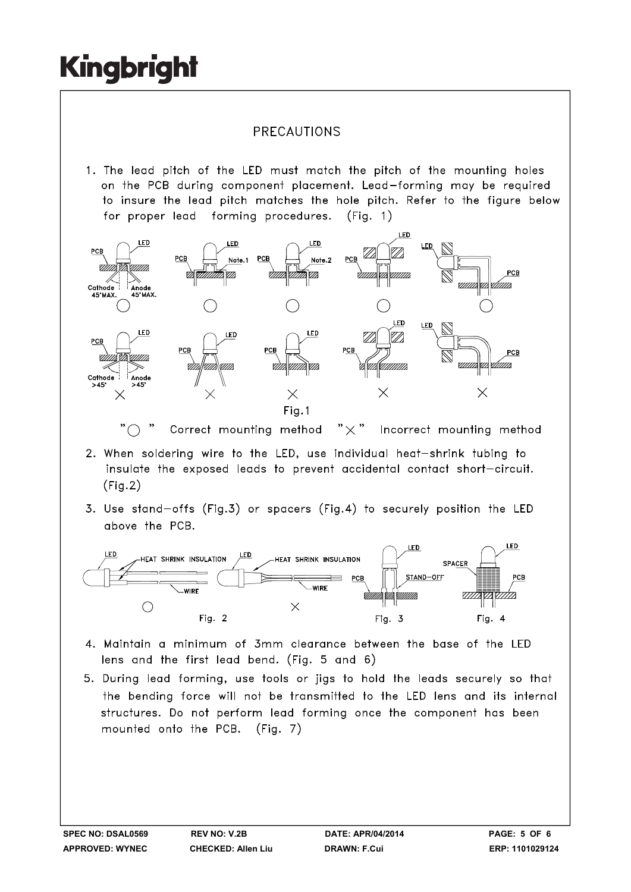# PRECAUTIONS

1. The lead pitch of the LED must match the pitch of the mounting holes on the PCB during component placement. Lead-forming may be required to insure the lead pitch matches the hole pitch. Refer to the figure below for proper lead forming procedures. (Fig. 1)

Fig.1

"○" Correct mounting method "×" Incorrect mounting method

2. When soldering wire to the LED, use individual heat-shrink tubing to insulate the exposed leads to prevent accidental contact short-circuit. (Fig.2)

3. Use stand-offs (Fig.3) or spacers (Fig.4) to securely position the LED above the PCB.

Fig. 2 Fig. 3 Fig. 4

4. Maintain a minimum of 3mm clearance between the base of the LED lens and the first lead bend. (Fig. 5 and 6)

5. During lead forming, use tools or jigs to hold the leads securely so that the bending force will not be transmitted to the LED lens and its internal structures. Do not perform lead forming once the component has been mounted onto the PCB. (Fig. 7)

| SPEC NO: DSAL0569 | REV NO: V.2B | DATE: APR/04/2014 | PAGE: 5 OF 6 |
| --- | --- | --- | --- |
| APPROVED: WYNEC | CHECKED: Allen Liu | DRAWN: F.Cui | ERP: 1101029124 |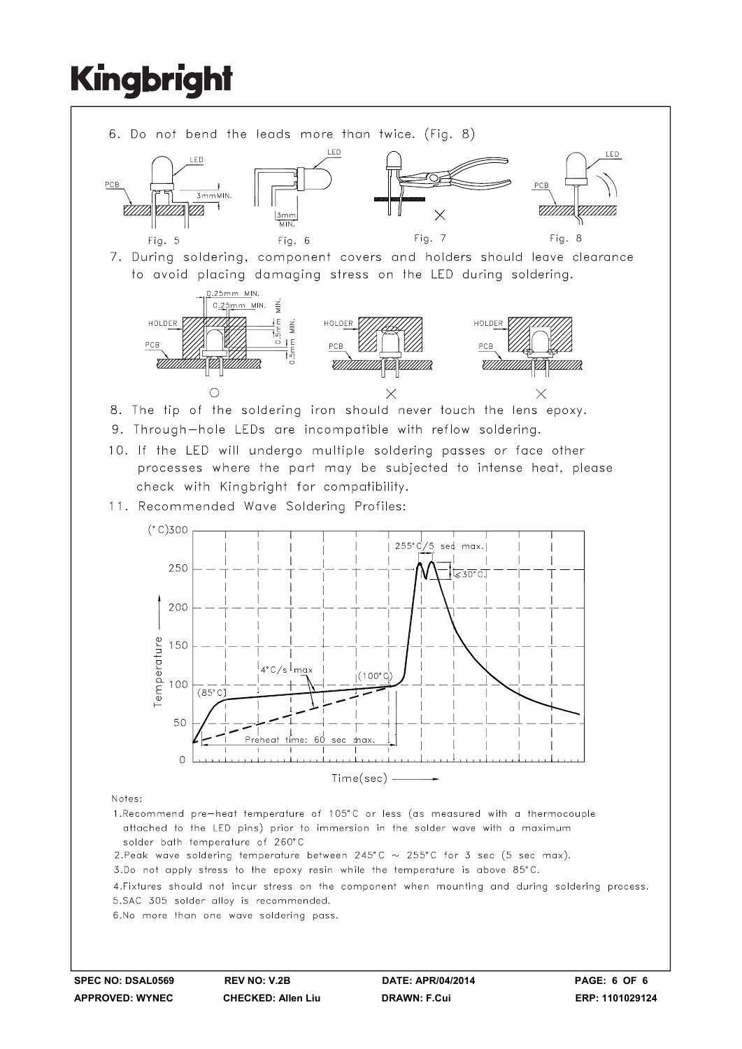6. Do not bend the leads more than twice. (Fig. 8)

LED

PCB

3mm MIN.

LED

3mm MIN.

LED

PCB

Fig. 5

Fig. 6

Fig. 7

Fig. 8

7. During soldering, component covers and holders should leave clearance to avoid placing damaging stress on the LED during soldering.

0.25mm MIN.

0.25mm MIN.

0.5mm MIN.

0.5mm MIN.

HOLDER

PCB

HOLDER

PCB

HOLDER

PCB

○

×

×

8. The tip of the soldering iron should never touch the lens epoxy.
9. Through-hole LEDs are incompatible with reflow soldering.
10. If the LED will undergo multiple soldering passes or face other processes where the part may be subjected to intense heat, please check with Kingbright for compatibility.
11. Recommended Wave Soldering Profiles:

(°C)300

250

200

150

100

50

0

Temperature

255°C/5 sec max.

≤30°C.

4°C/s max

(100°C)

(85°C)

Preheat time: 60 sec max.

Time(sec)

Notes:

1. Recommend pre-heat temperature of 105°C or less (as measured with a thermocouple attached to the LED pins) prior to immersion in the solder wave with a maximum solder bath temperature of 260°C
2. Peak wave soldering temperature between 245°C ~ 255°C for 3 sec (5 sec max).
3. Do not apply stress to the epoxy resin while the temperature is above 85°C.
4. Fixtures should not incur stress on the component when mounting and during soldering process.
5. SAC 305 solder alloy is recommended.
6. No more than one wave soldering pass.